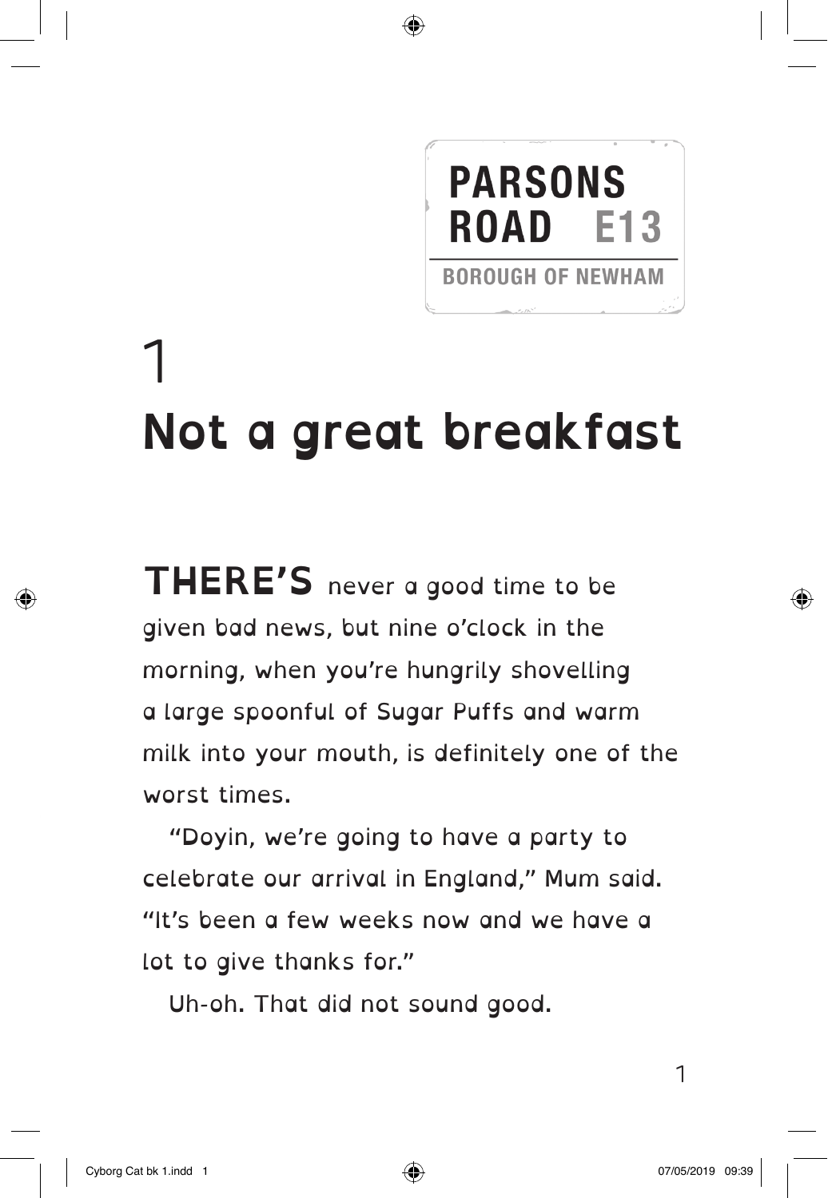PARSONS ROAD E13

BOROUGH OF NEWHAM

# 1
# Not a great breakfast

**THERE'S** never a good time to be given bad news, but nine o'clock in the morning, when you're hungrily shovelling a large spoonful of Sugar Puffs and warm milk into your mouth, is definitely one of the worst times.

"Doyin, we're going to have a party to celebrate our arrival in England," Mum said. "It's been a few weeks now and we have a lot to give thanks for."

Uh-oh. That did not sound good.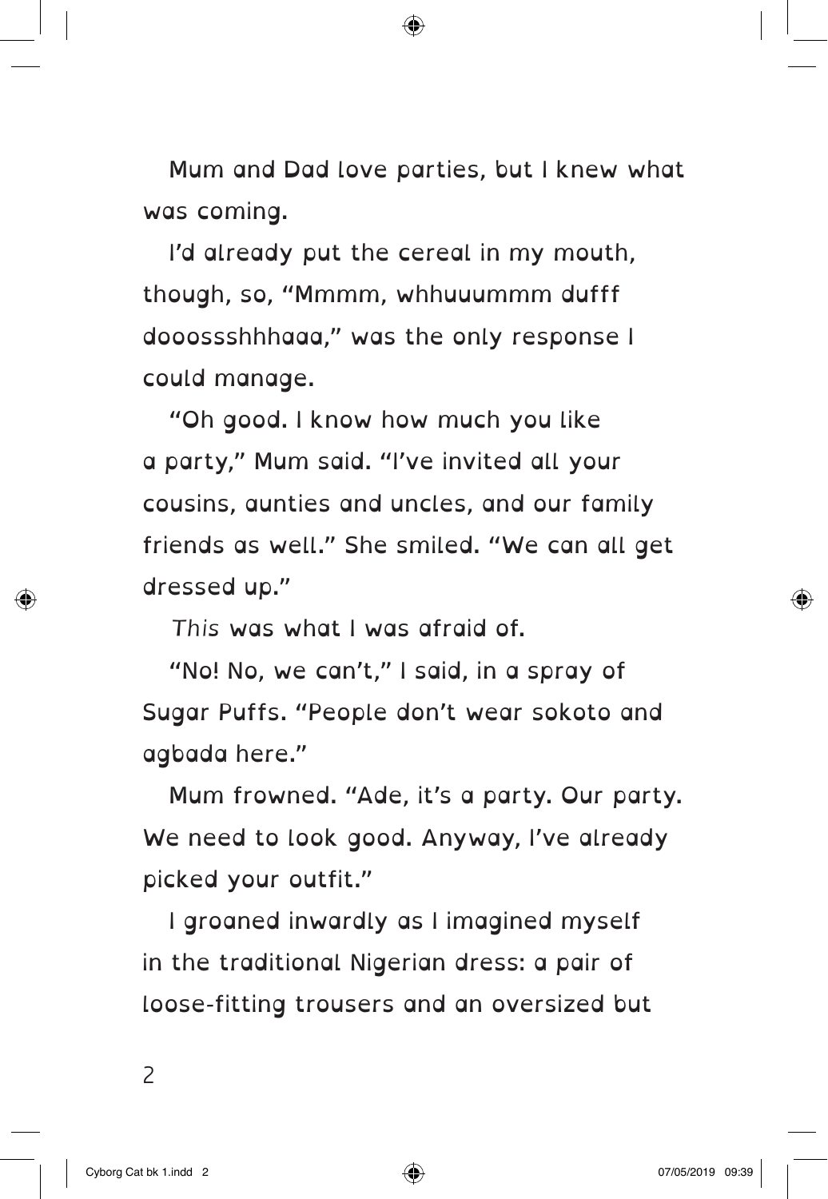Mum and Dad love parties, but I knew what was coming.

I'd already put the cereal in my mouth, though, so, "Mmmm, whhuuummm dufff dooossshhhaaa," was the only response I could manage.

"Oh good. I know how much you like a party," Mum said. "I've invited all your cousins, aunties and uncles, and our family friends as well." She smiled. "We can all get dressed up."

*This* was what I was afraid of.

"No! No, we can't," I said, in a spray of Sugar Puffs. "People don't wear sokoto and agbada here."

Mum frowned. "Ade, it's a party. Our party. We need to look good. Anyway, I've already picked your outfit."

I groaned inwardly as I imagined myself in the traditional Nigerian dress: a pair of loose-fitting trousers and an oversized but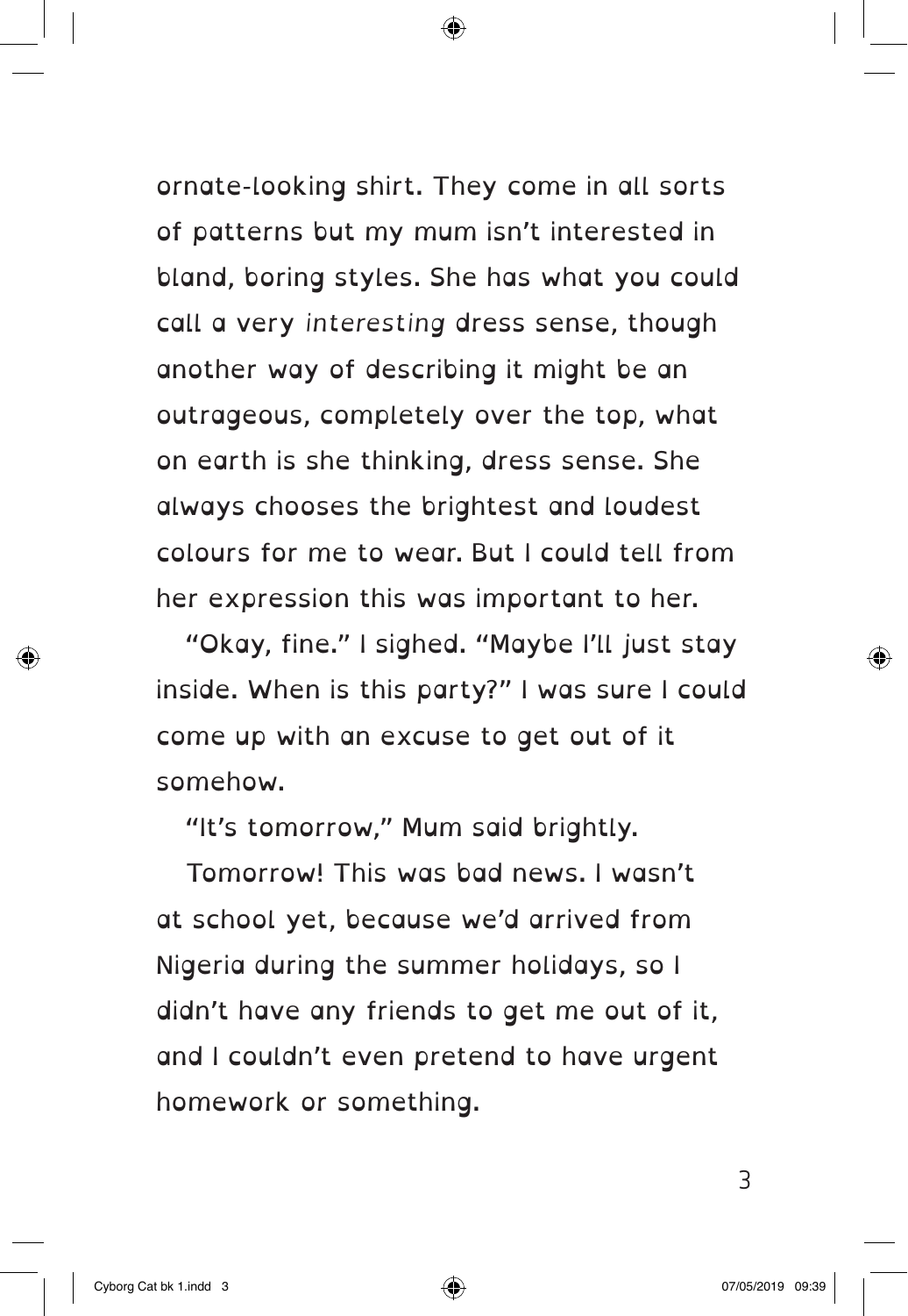ornate-looking shirt. They come in all sorts of patterns but my mum isn't interested in bland, boring styles. She has what you could call a very *interesting* dress sense, though another way of describing it might be an outrageous, completely over the top, what on earth is she thinking, dress sense. She always chooses the brightest and loudest colours for me to wear. But I could tell from her expression this was important to her.

"Okay, fine." I sighed. "Maybe I'll just stay inside. When is this party?" I was sure I could come up with an excuse to get out of it somehow.

"It's tomorrow," Mum said brightly.

Tomorrow! This was bad news. I wasn't at school yet, because we'd arrived from Nigeria during the summer holidays, so I didn't have any friends to get me out of it, and I couldn't even pretend to have urgent homework or something.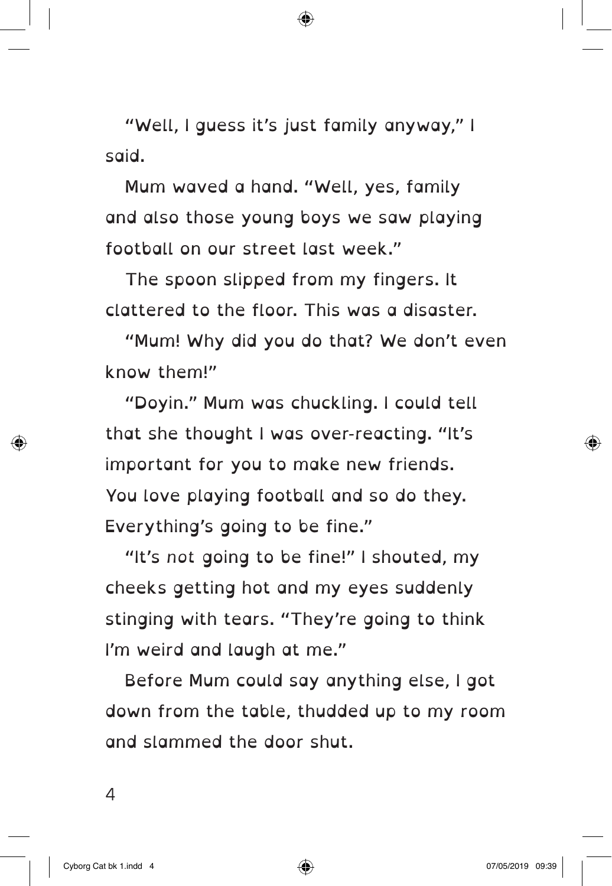"Well, I guess it's just family anyway," I said.

Mum waved a hand. "Well, yes, family and also those young boys we saw playing football on our street last week."

The spoon slipped from my fingers. It clattered to the floor. This was a disaster.

"Mum! Why did you do that? We don't even know them!"

"Doyin." Mum was chuckling. I could tell that she thought I was over-reacting. "It's important for you to make new friends. You love playing football and so do they. Everything's going to be fine."

"It's *not* going to be fine!" I shouted, my cheeks getting hot and my eyes suddenly stinging with tears. "They're going to think I'm weird and laugh at me."

Before Mum could say anything else, I got down from the table, thudded up to my room and slammed the door shut.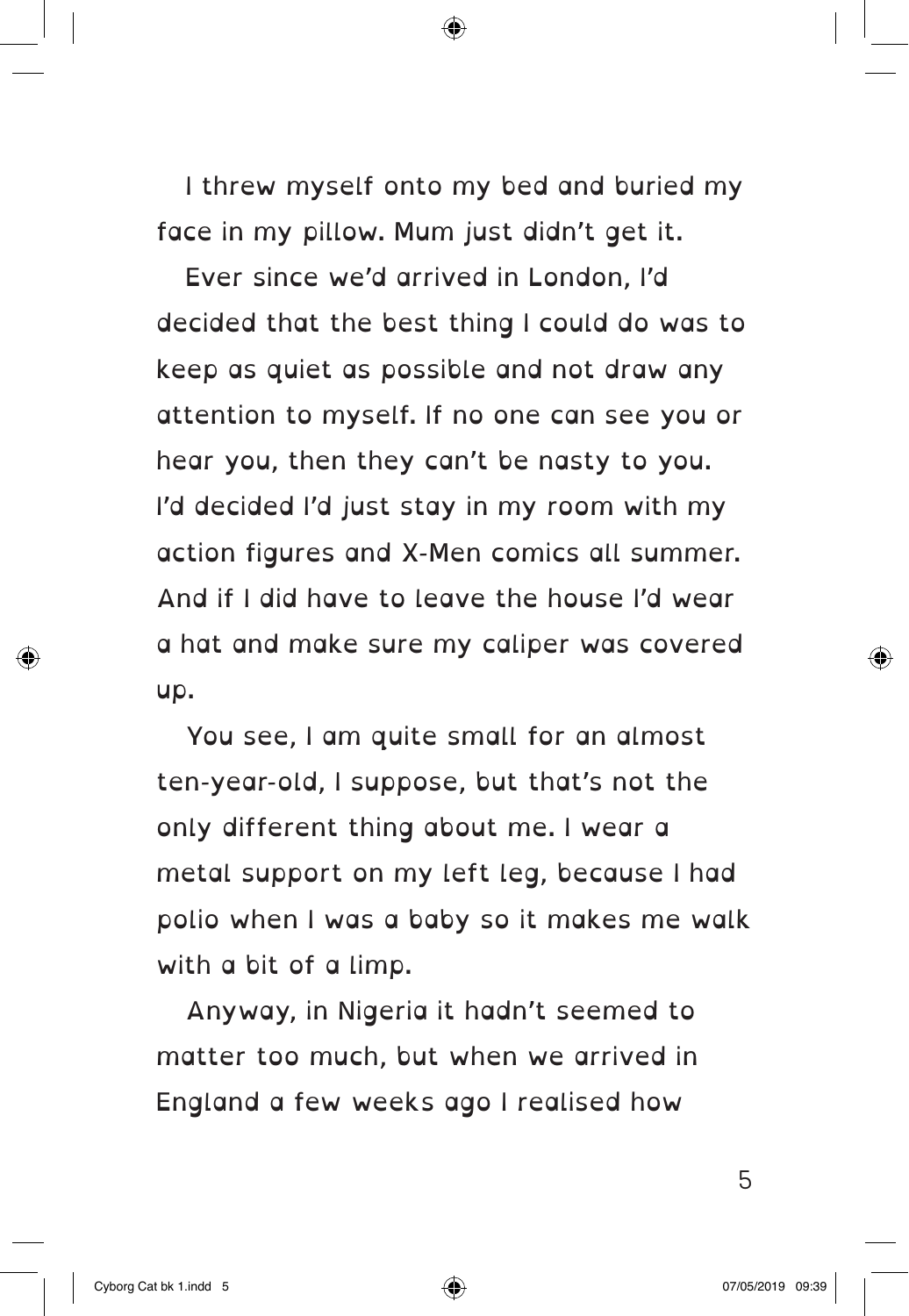I threw myself onto my bed and buried my face in my pillow. Mum just didn't get it.

Ever since we'd arrived in London, I'd decided that the best thing I could do was to keep as quiet as possible and not draw any attention to myself. If no one can see you or hear you, then they can't be nasty to you. I'd decided I'd just stay in my room with my action figures and X-Men comics all summer. And if I did have to leave the house I'd wear a hat and make sure my caliper was covered up.

You see, I am quite small for an almost ten-year-old, I suppose, but that's not the only different thing about me. I wear a metal support on my left leg, because I had polio when I was a baby so it makes me walk with a bit of a limp.

Anyway, in Nigeria it hadn't seemed to matter too much, but when we arrived in England a few weeks ago I realised how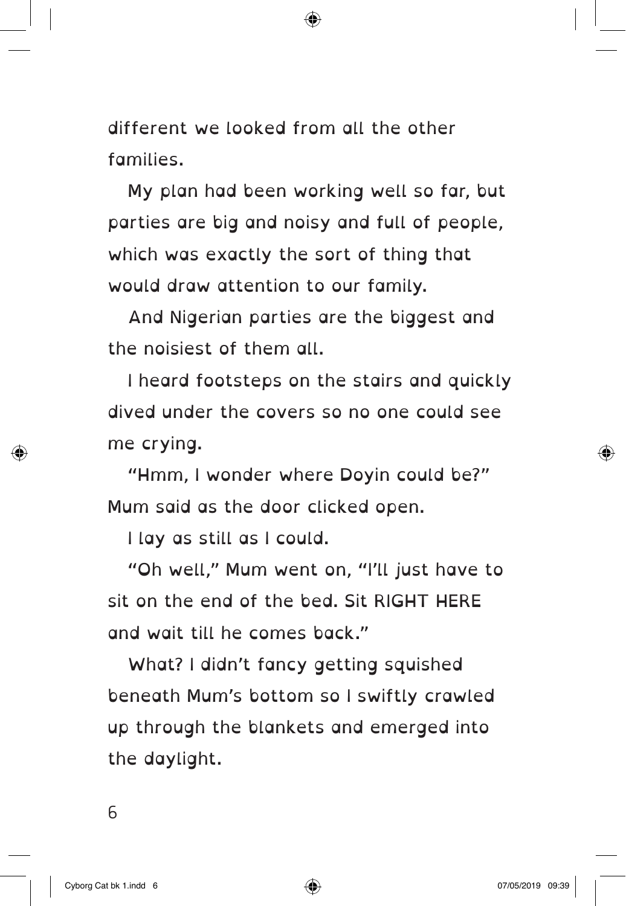different we looked from all the other families.

My plan had been working well so far, but parties are big and noisy and full of people, which was exactly the sort of thing that would draw attention to our family.

And Nigerian parties are the biggest and the noisiest of them all.

I heard footsteps on the stairs and quickly dived under the covers so no one could see me crying.

"Hmm, I wonder where Doyin could be?" Mum said as the door clicked open.

I lay as still as I could.

"Oh well," Mum went on, "I'll just have to sit on the end of the bed. Sit RIGHT HERE and wait till he comes back."

What? I didn't fancy getting squished beneath Mum's bottom so I swiftly crawled up through the blankets and emerged into the daylight.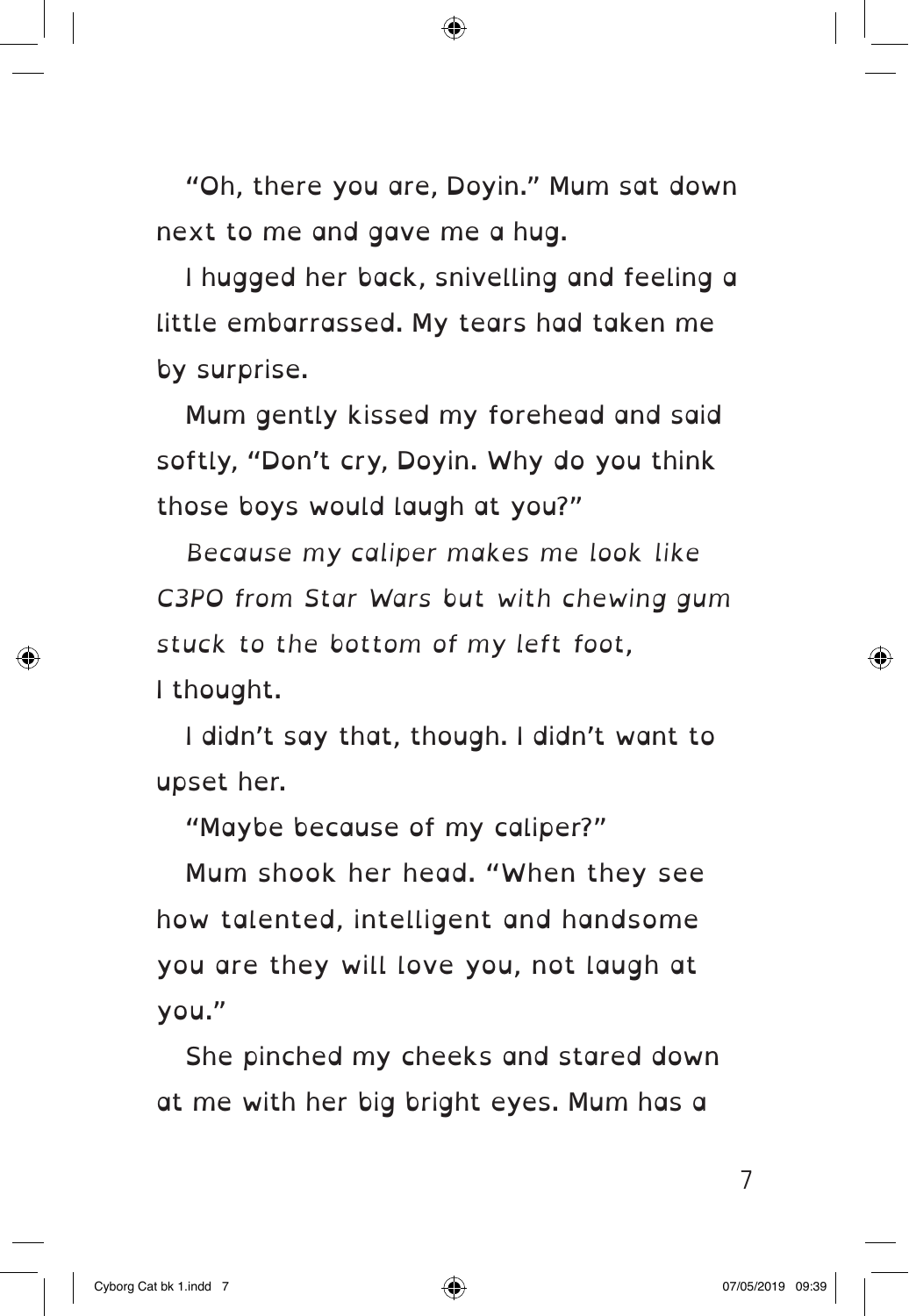"Oh, there you are, Doyin." Mum sat down next to me and gave me a hug.

I hugged her back, snivelling and feeling a little embarrassed. My tears had taken me by surprise.

Mum gently kissed my forehead and said softly, "Don't cry, Doyin. Why do you think those boys would laugh at you?"

*Because my caliper makes me look like C3PO from Star Wars but with chewing gum stuck to the bottom of my left foot,* I thought.

I didn't say that, though. I didn't want to upset her.

"Maybe because of my caliper?"

Mum shook her head. "When they see how talented, intelligent and handsome you are they will love you, not laugh at you."

She pinched my cheeks and stared down at me with her big bright eyes. Mum has a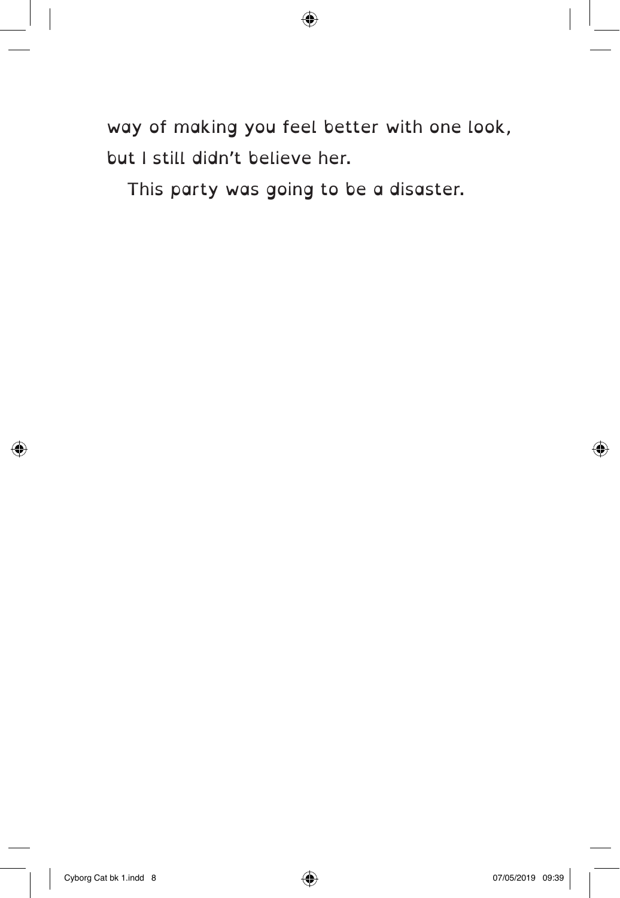way of making you feel better with one look, but I still didn't believe her.

This party was going to be a disaster.